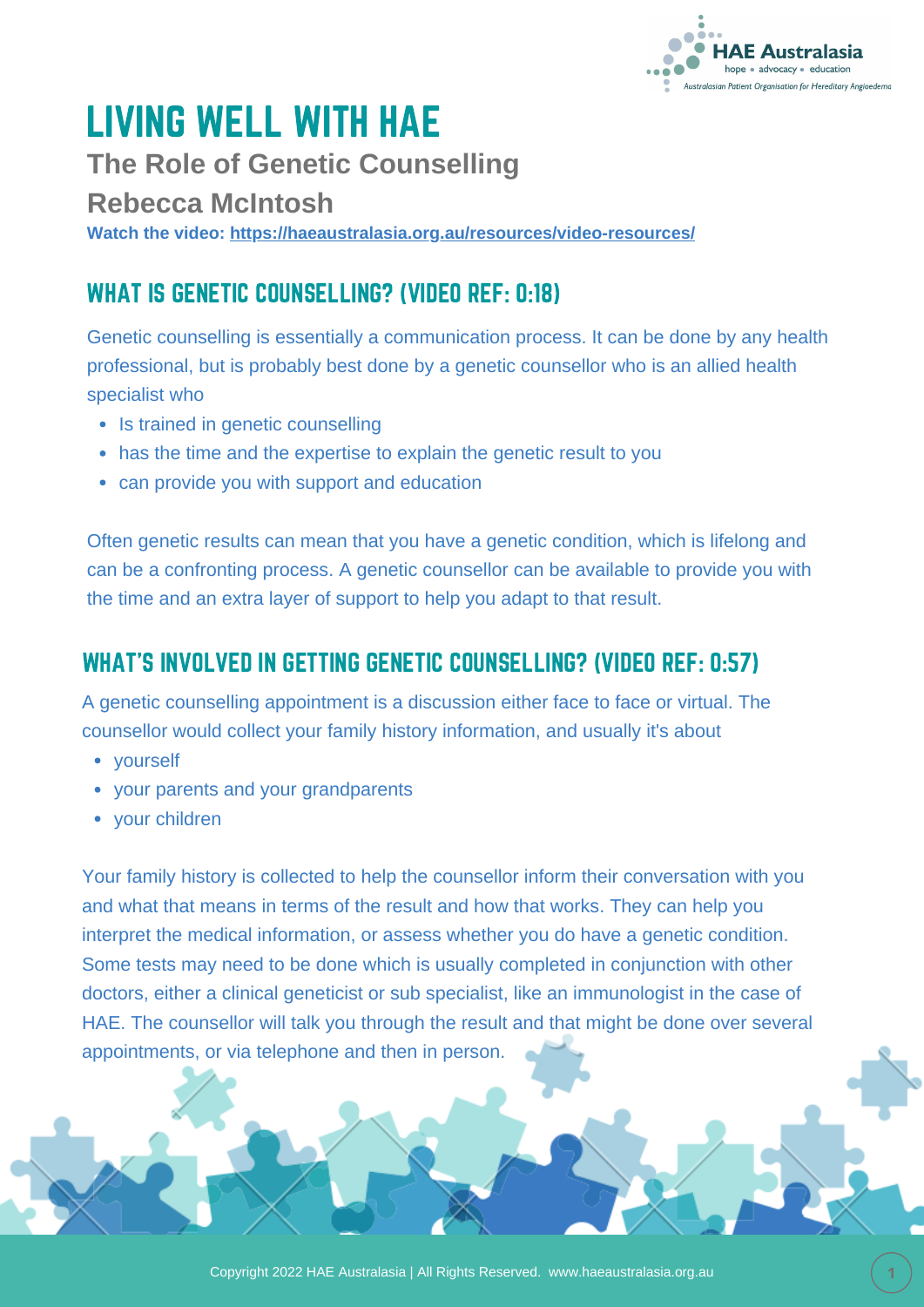# LIVING WELL WITH HAE

## The Role of Genetic Counselling

## Rebecca McIntosh

**Watch the video: [https://haeaustralasia.org.au/resources/video-resources/](https://haeaustralasia.org.au/resources/video-resources/)**

## WHAT IS GENETIC COUNSELLING? (VIDEO REF: 0:18)

Genetic counselling is essentially a communication process. It can be done by any health professional, but is probably best done by a genetic counsellor who is an allied health specialist who

- Is trained in genetic counselling
- has the time and the expertise to explain the genetic result to you
- can provide you with support and education

Often genetic results can mean that you have a genetic condition, which is lifelong and can be a confronting process. A genetic counsellor can be available to provide you with the time and an extra layer of support to help you adapt to that result.

## WHAT'S INVOLVED IN GETTING GENETIC COUNSELLING? (VIDEO REF: 0:57)

A genetic counselling appointment is a discussion either face to face or virtual. The counsellor would collect your family history information, and usually it's about

- yourself
- your parents and your grandparents
- your children

Your family history is collected to help the counsellor inform their conversation with you and what that means in terms of the result and how that works. They can help you interpret the medical information, or assess whether you do have a genetic condition. Some tests may need to be done which is usually completed in conjunction with other doctors, either a clinical geneticist or sub specialist, like an immunologist in the case of HAE. The counsellor will talk you through the result and that might be done over several appointments, or via telephone and then in person.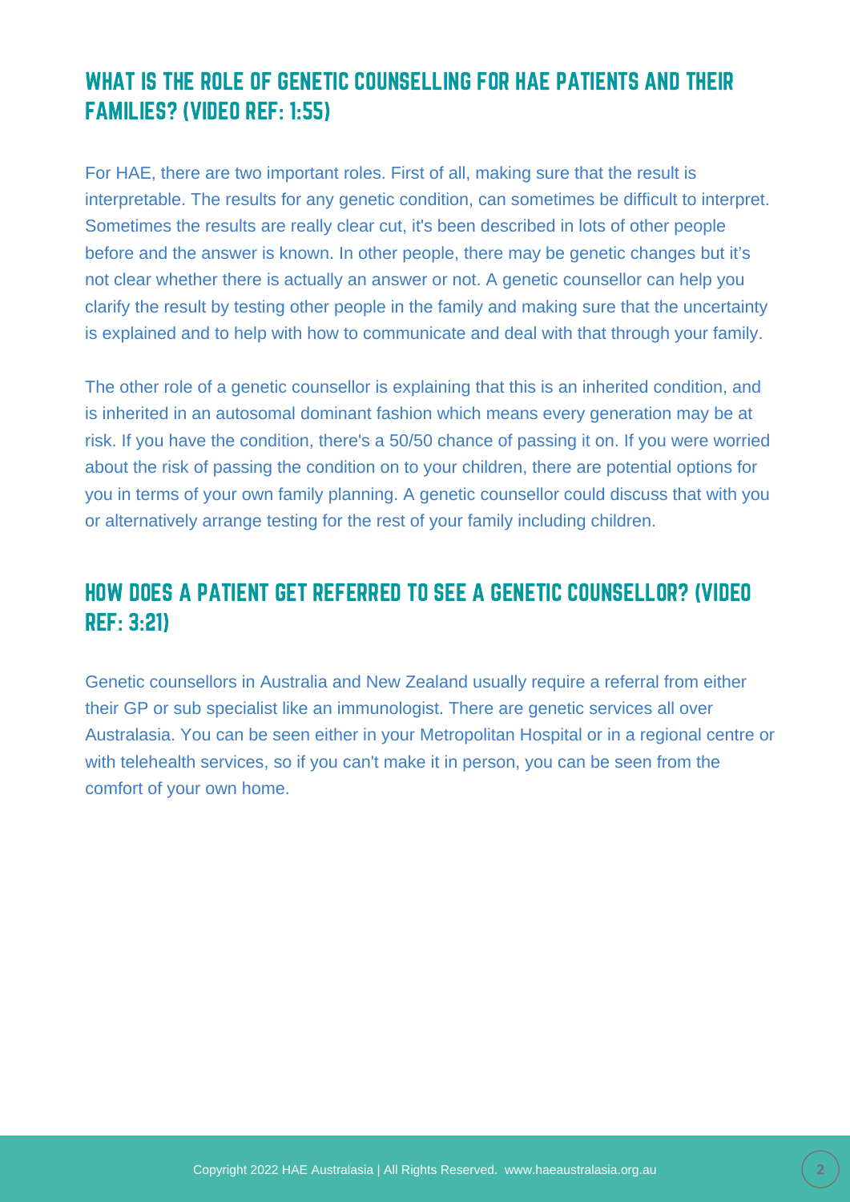## WHAT IS THE ROLE OF GENETIC COUNSELLING FOR HAE PATIENTS AND THEIR FAMILIES? (VIDEO REF: 1:55)

For HAE, there are two important roles. First of all, making sure that the result is interpretable. The results for any genetic condition, can sometimes be difficult to interpret. Sometimes the results are really clear cut, it's been described in lots of other people before and the answer is known. In other people, there may be genetic changes but it's not clear whether there is actually an answer or not. A genetic counsellor can help you clarify the result by testing other people in the family and making sure that the uncertainty is explained and to help with how to communicate and deal with that through your family.

The other role of a genetic counsellor is explaining that this is an inherited condition, and is inherited in an autosomal dominant fashion which means every generation may be at risk. If you have the condition, there's a 50/50 chance of passing it on. If you were worried about the risk of passing the condition on to your children, there are potential options for you in terms of your own family planning. A genetic counsellor could discuss that with you or alternatively arrange testing for the rest of your family including children.

## HOW DOES A PATIENT GET REFERRED TO SEE A GENETIC COUNSELLOR? (VIDEO REF: 3:21)

Genetic counsellors in Australia and New Zealand usually require a referral from either their GP or sub specialist like an immunologist. There are genetic services all over Australasia. You can be seen either in your Metropolitan Hospital or in a regional centre or with telehealth services, so if you can't make it in person, you can be seen from the comfort of your own home.